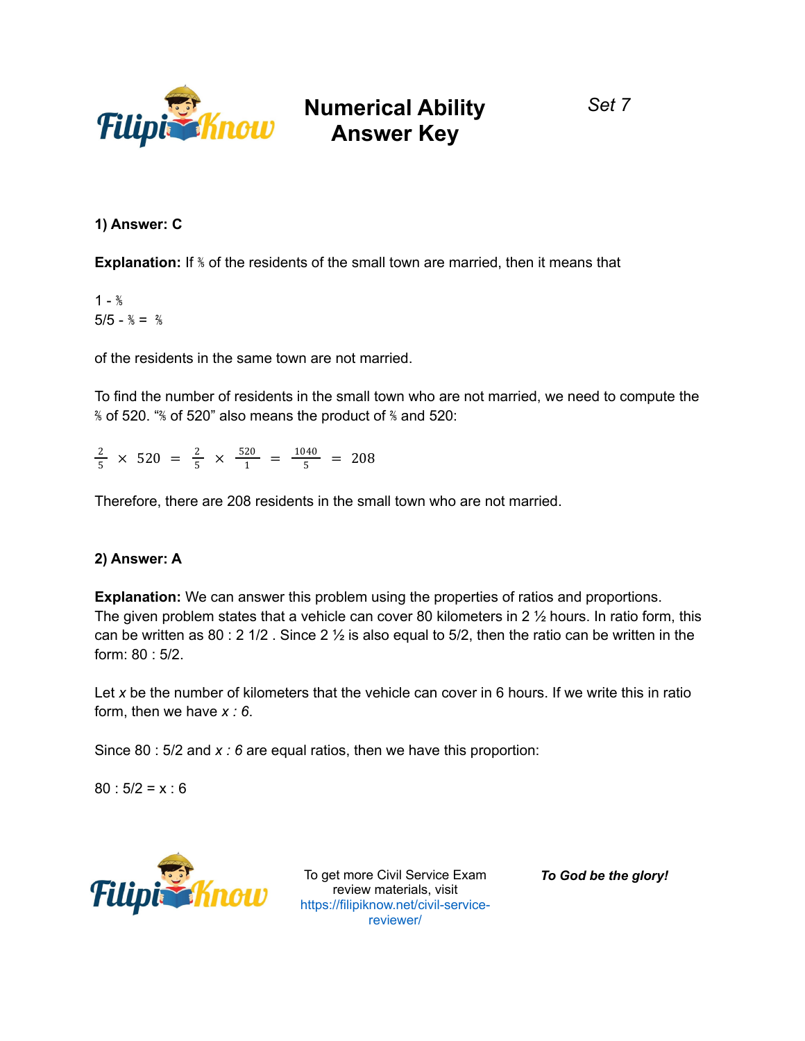# Numerical Ability Answer Key

Set 7

**1) Answer: C**

**Explanation:** If ⅗ of the residents of the small town are married, then it means that

1 - ⅗
5/5 - ⅗ = ⅖

of the residents in the same town are not married.

To find the number of residents in the small town who are not married, we need to compute the ⅖ of 520. "⅖ of 520" also means the product of ⅖ and 520:

$$\frac{2}{5} \times 520 = \frac{2}{5} \times \frac{520}{1} = \frac{1040}{5} = 208$$

Therefore, there are 208 residents in the small town who are not married.

**2) Answer: A**

**Explanation:** We can answer this problem using the properties of ratios and proportions. The given problem states that a vehicle can cover 80 kilometers in 2 ½ hours. In ratio form, this can be written as 80 : 2 1/2 . Since 2 ½ is also equal to 5/2, then the ratio can be written in the form: 80 : 5/2.

Let *x* be the number of kilometers that the vehicle can cover in 6 hours. If we write this in ratio form, then we have *x : 6*.

Since 80 : 5/2 and *x : 6* are equal ratios, then we have this proportion:

80 : 5/2 = x : 6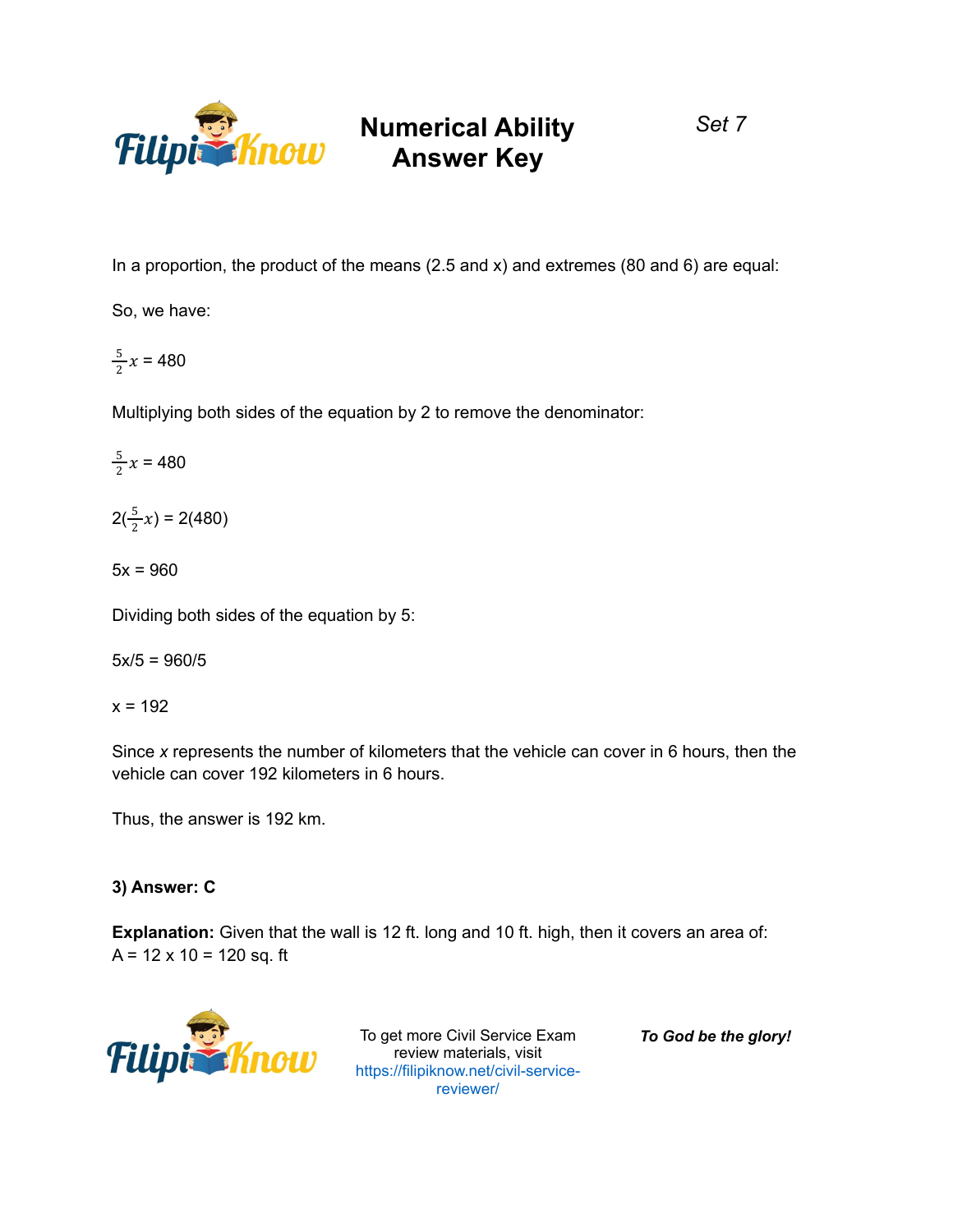In a proportion, the product of the means (2.5 and x) and extremes (80 and 6) are equal:

So, we have:

$\frac{5}{2}x$ = 480

Multiplying both sides of the equation by 2 to remove the denominator:

$\frac{5}{2}x$ = 480

2($\frac{5}{2}x$) = 2(480)

5x = 960

Dividing both sides of the equation by 5:

5x/5 = 960/5

x = 192

Since *x* represents the number of kilometers that the vehicle can cover in 6 hours, then the vehicle can cover 192 kilometers in 6 hours.

Thus, the answer is 192 km.

**3) Answer: C**

**Explanation:** Given that the wall is 12 ft. long and 10 ft. high, then it covers an area of:
A = 12 x 10 = 120 sq. ft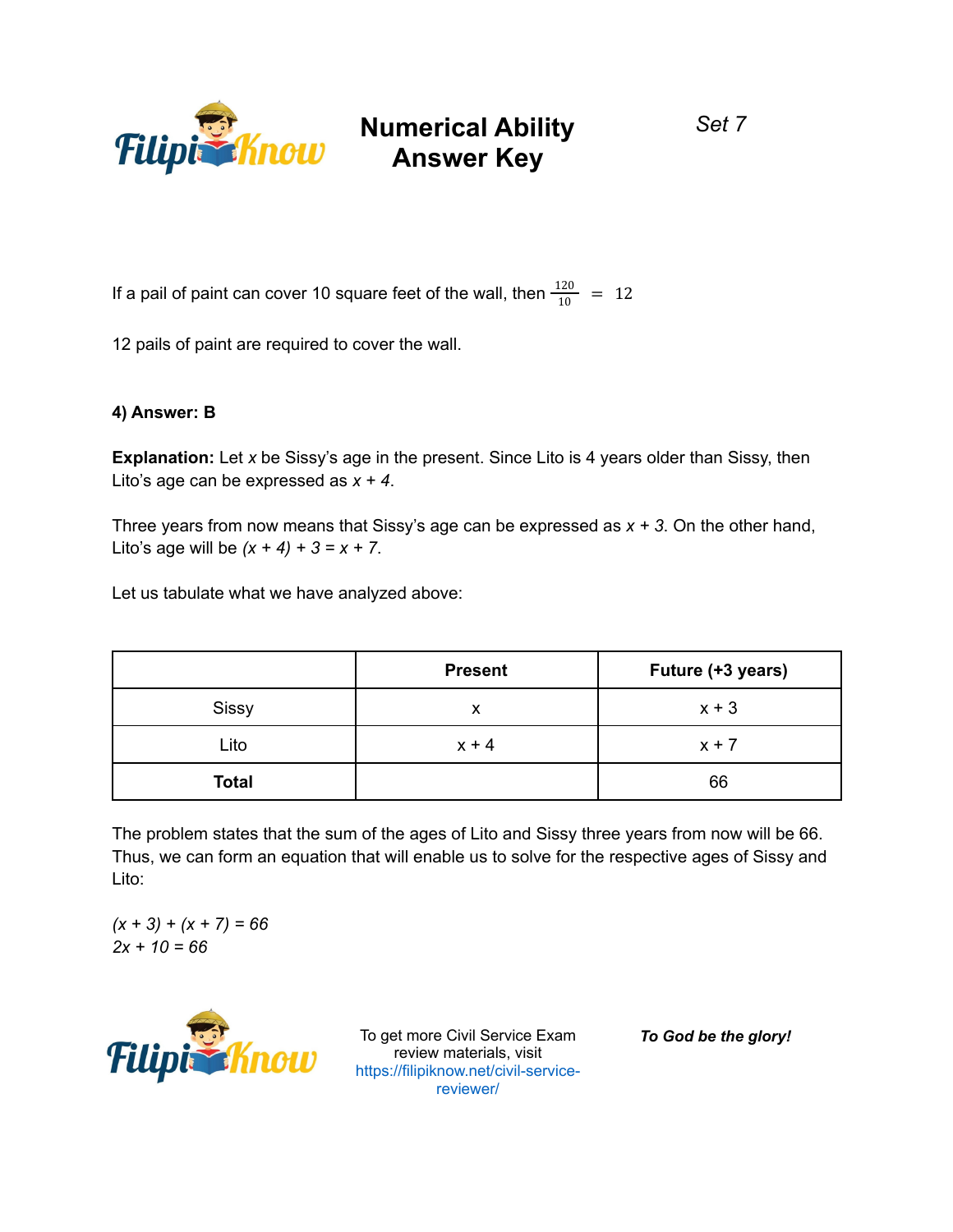If a pail of paint can cover 10 square feet of the wall, then $\frac{120}{10} = 12$

12 pails of paint are required to cover the wall.

**4) Answer: B**

**Explanation:** Let $x$ be Sissy's age in the present. Since Lito is 4 years older than Sissy, then Lito's age can be expressed as $x + 4$.

Three years from now means that Sissy's age can be expressed as $x + 3$. On the other hand, Lito's age will be $(x + 4) + 3 = x + 7$.

Let us tabulate what we have analyzed above:

| | **Present** | **Future (+3 years)** |
|---|---|---|
| Sissy | x | x + 3 |
| Lito | x + 4 | x + 7 |
| **Total** | | 66 |

The problem states that the sum of the ages of Lito and Sissy three years from now will be 66. Thus, we can form an equation that will enable us to solve for the respective ages of Sissy and Lito:

$(x + 3) + (x + 7) = 66$
$2x + 10 = 66$

To get more Civil Service Exam review materials, visit https://filipiknow.net/civil-service-reviewer/

***To God be the glory!***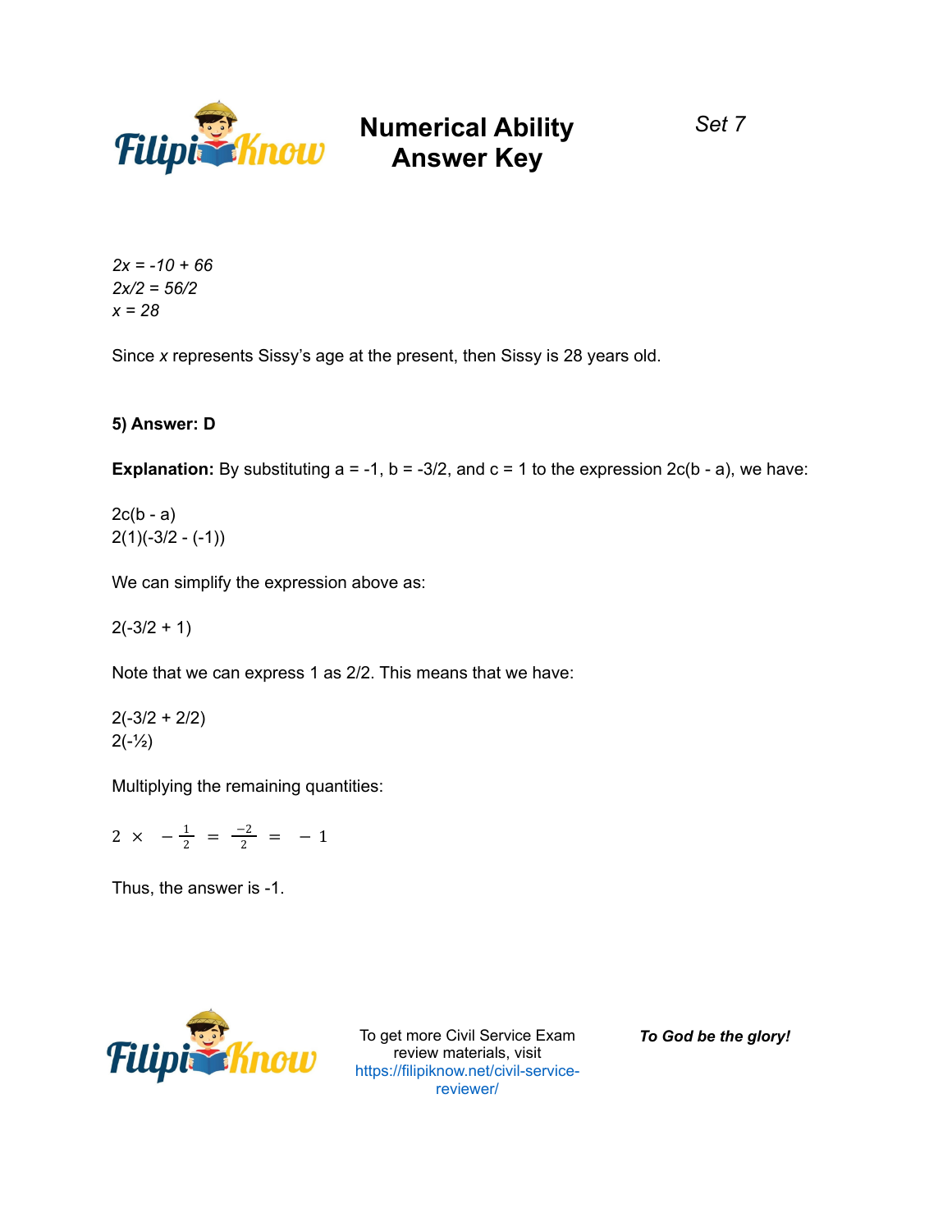*2x = -10 + 66*
*2x/2 = 56/2*
*x = 28*

Since *x* represents Sissy's age at the present, then Sissy is 28 years old.

**5) Answer: D**

**Explanation:** By substituting a = -1, b = -3/2, and c = 1 to the expression 2c(b - a), we have:

2c(b - a)
2(1)(-3/2 - (-1))

We can simplify the expression above as:

2(-3/2 + 1)

Note that we can express 1 as 2/2. This means that we have:

2(-3/2 + 2/2)
2(-½)

Multiplying the remaining quantities:

$$2 \times -\frac{1}{2} = \frac{-2}{2} = -1$$

Thus, the answer is -1.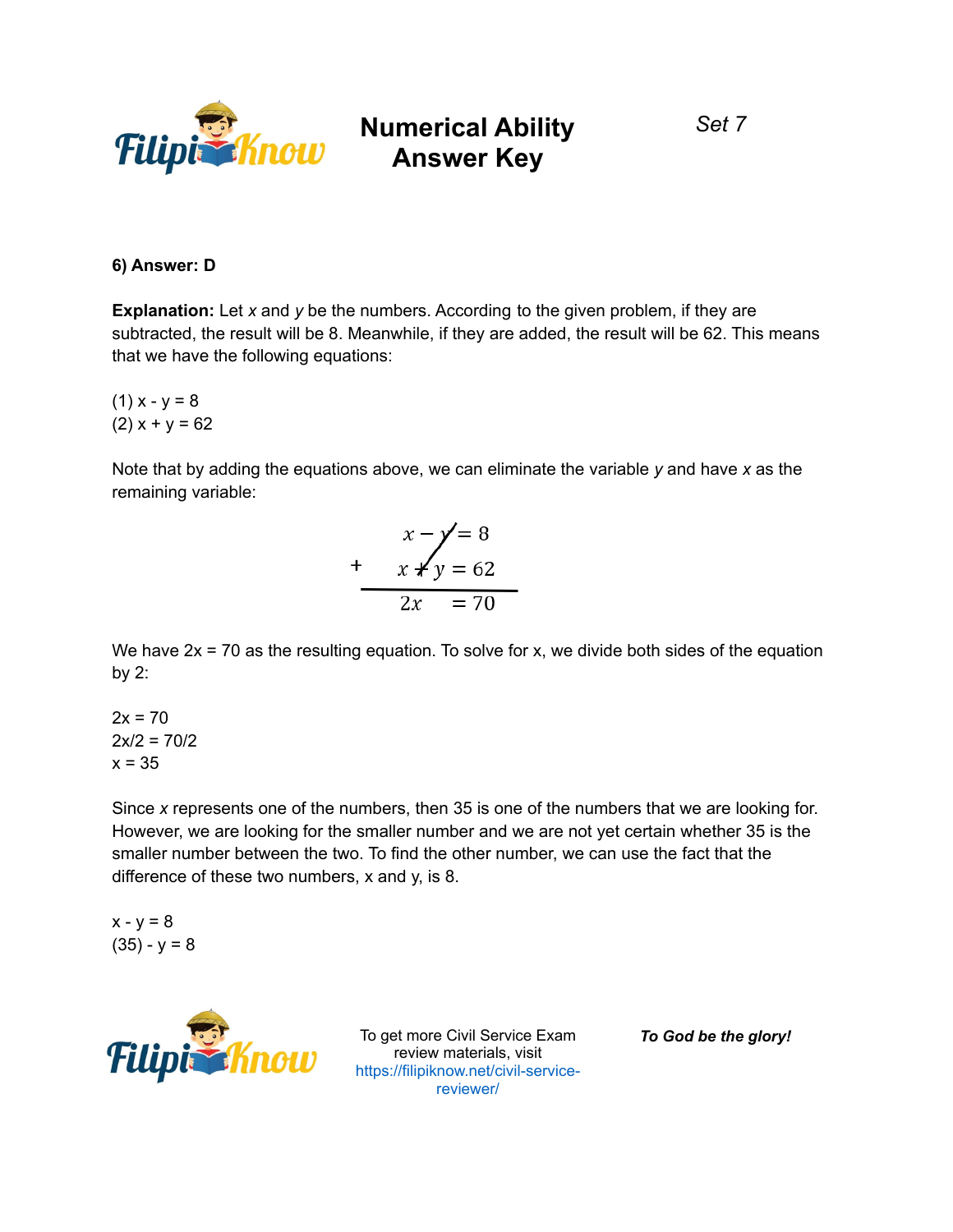**6) Answer: D**

**Explanation:** Let $x$ and $y$ be the numbers. According to the given problem, if they are subtracted, the result will be 8. Meanwhile, if they are added, the result will be 62. This means that we have the following equations:

(1) $x - y = 8$
(2) $x + y = 62$

Note that by adding the equations above, we can eliminate the variable $y$ and have $x$ as the remaining variable:

$$
\begin{array}{rl}
 & x - y = 8 \\
+ & x + y = 62 \\
\hline
 & 2x \quad = 70
\end{array}
$$

We have $2x = 70$ as the resulting equation. To solve for x, we divide both sides of the equation by 2:

$2x = 70$
$2x/2 = 70/2$
$x = 35$

Since $x$ represents one of the numbers, then 35 is one of the numbers that we are looking for. However, we are looking for the smaller number and we are not yet certain whether 35 is the smaller number between the two. To find the other number, we can use the fact that the difference of these two numbers, x and y, is 8.

$x - y = 8$
$(35) - y = 8$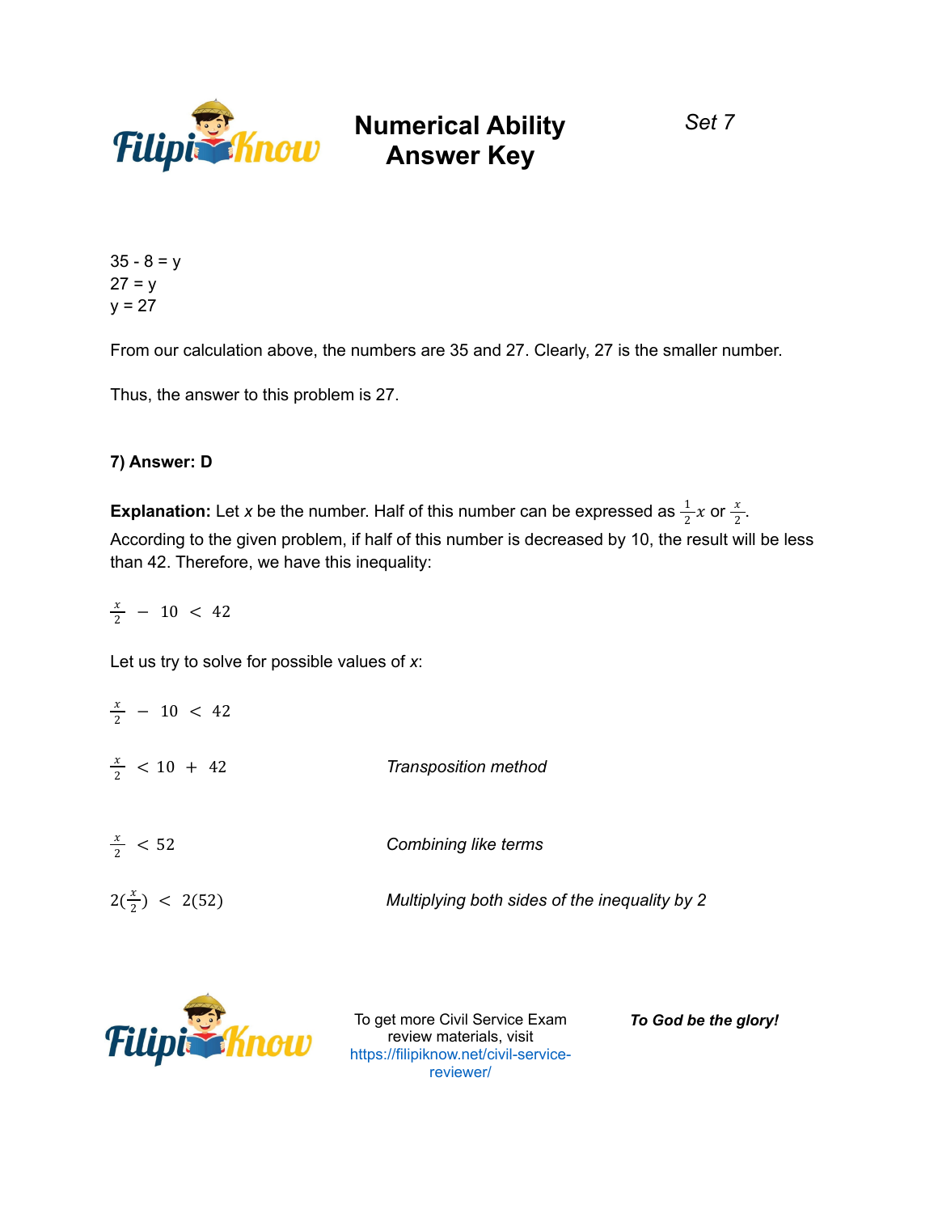35 - 8 = y
27 = y
y = 27

From our calculation above, the numbers are 35 and 27. Clearly, 27 is the smaller number.

Thus, the answer to this problem is 27.

**7) Answer: D**

**Explanation:** Let *x* be the number. Half of this number can be expressed as $\frac{1}{2}x$ or $\frac{x}{2}$. According to the given problem, if half of this number is decreased by 10, the result will be less than 42. Therefore, we have this inequality:

$$\frac{x}{2} - 10 < 42$$

Let us try to solve for possible values of *x*:

$$\frac{x}{2} - 10 < 42$$

$$\frac{x}{2} < 10 + 42$$ *Transposition method*

$$\frac{x}{2} < 52$$ *Combining like terms*

$$2(\frac{x}{2}) < 2(52)$$ *Multiplying both sides of the inequality by 2*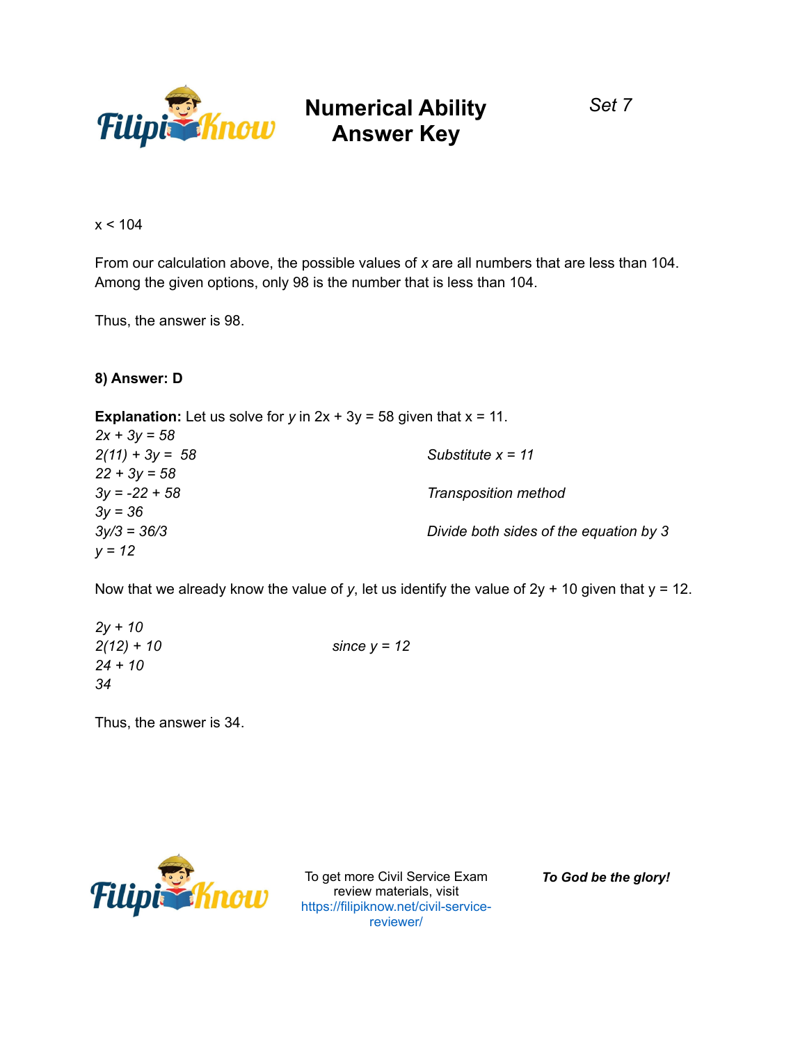$x < 104$

From our calculation above, the possible values of *x* are all numbers that are less than 104. Among the given options, only 98 is the number that is less than 104.

Thus, the answer is 98.

**8) Answer: D**

**Explanation:** Let us solve for *y* in $2x + 3y = 58$ given that $x = 11$.

$2x + 3y = 58$

$2(11) + 3y = 58$ — *Substitute x = 11*

$22 + 3y = 58$

$3y = -22 + 58$ — *Transposition method*

$3y = 36$

$3y/3 = 36/3$ — *Divide both sides of the equation by 3*

$y = 12$

Now that we already know the value of *y*, let us identify the value of $2y + 10$ given that $y = 12$.

$2y + 10$

$2(12) + 10$ — *since y = 12*

$24 + 10$

$34$

Thus, the answer is 34.

To get more Civil Service Exam review materials, visit https://filipiknow.net/civil-service-reviewer/

***To God be the glory!***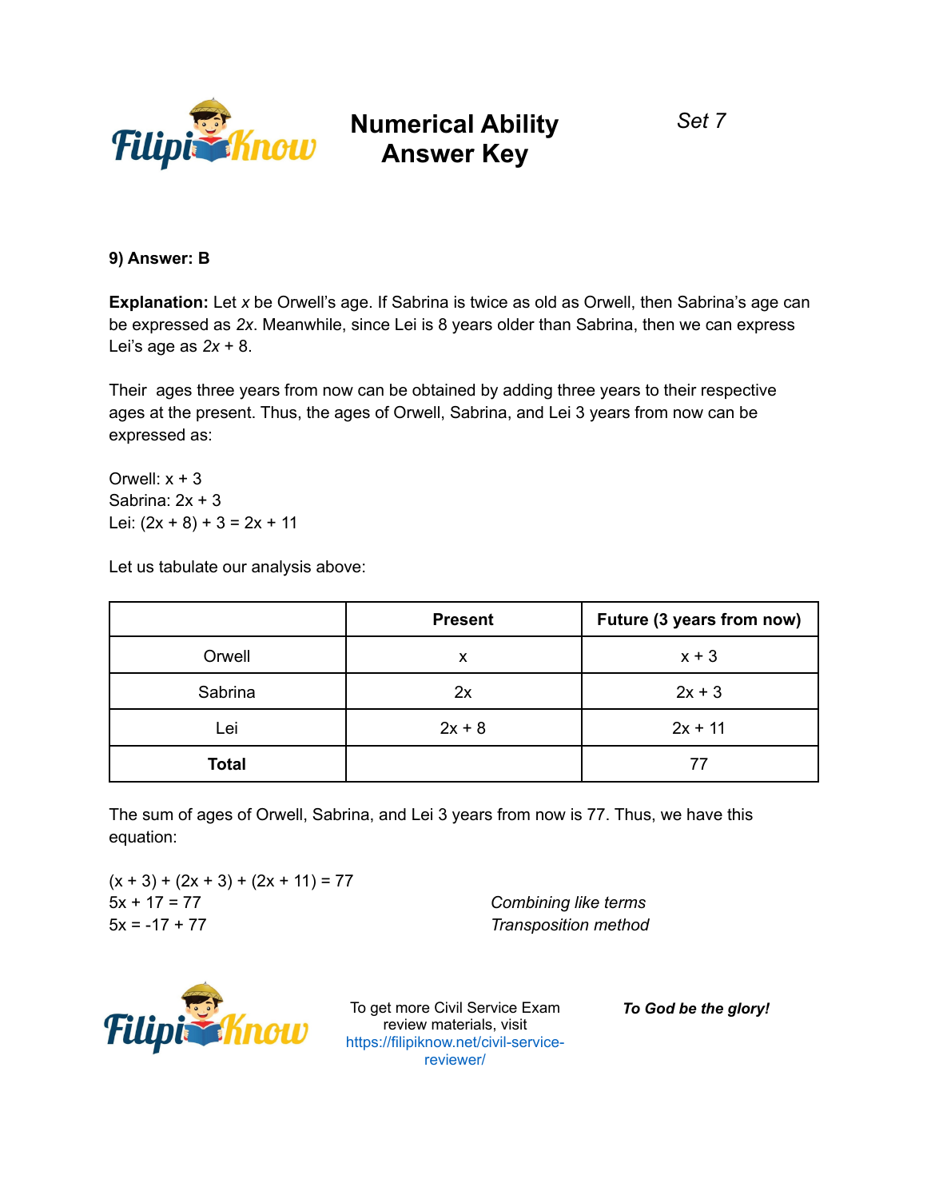**9) Answer: B**

**Explanation:** Let $x$ be Orwell's age. If Sabrina is twice as old as Orwell, then Sabrina's age can be expressed as $2x$. Meanwhile, since Lei is 8 years older than Sabrina, then we can express Lei's age as $2x + 8$.

Their ages three years from now can be obtained by adding three years to their respective ages at the present. Thus, the ages of Orwell, Sabrina, and Lei 3 years from now can be expressed as:

Orwell: $x + 3$
Sabrina: $2x + 3$
Lei: $(2x + 8) + 3 = 2x + 11$

Let us tabulate our analysis above:

| | **Present** | **Future (3 years from now)** |
|---|---|---|
| Orwell | $x$ | $x + 3$ |
| Sabrina | $2x$ | $2x + 3$ |
| Lei | $2x + 8$ | $2x + 11$ |
| **Total** | | 77 |

The sum of ages of Orwell, Sabrina, and Lei 3 years from now is 77. Thus, we have this equation:

$(x + 3) + (2x + 3) + (2x + 11) = 77$
$5x + 17 = 77$ *Combining like terms*
$5x = -17 + 77$ *Transposition method*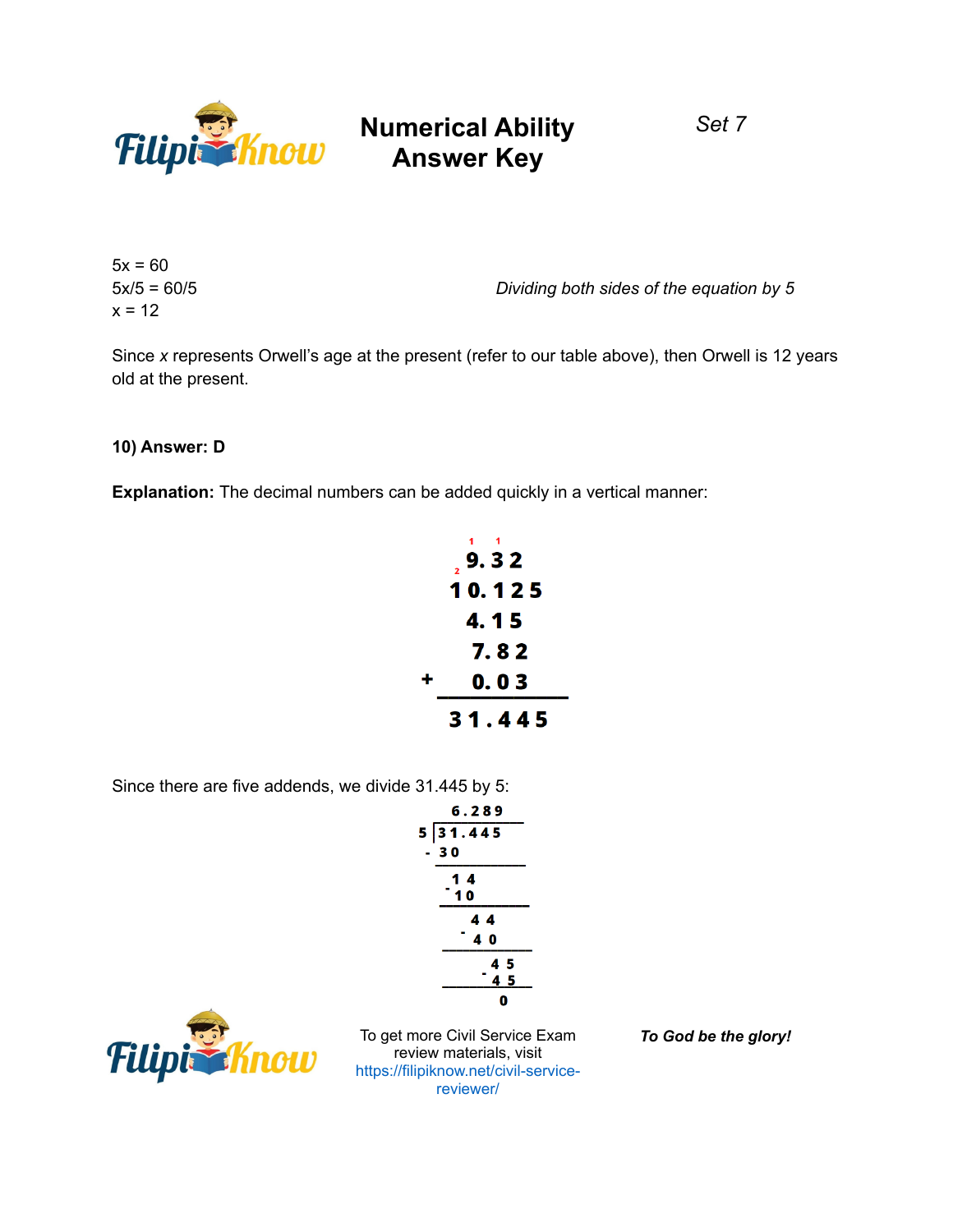5x = 60

5x/5 = 60/5 *Dividing both sides of the equation by 5*

x = 12

Since *x* represents Orwell's age at the present (refer to our table above), then Orwell is 12 years old at the present.

**10) Answer: D**

**Explanation:** The decimal numbers can be added quickly in a vertical manner:

```
     1  1
  2  9.32
    10.125
     4.15
     7.82
+    0.03
----------
    31.445
```

Since there are five addends, we divide 31.445 by 5:

```
     6.289
  5 |31.445
   - 30
   -----
      14
    - 10
    -----
       44
     - 40
     -----
        45
      - 45
      -----
         0
```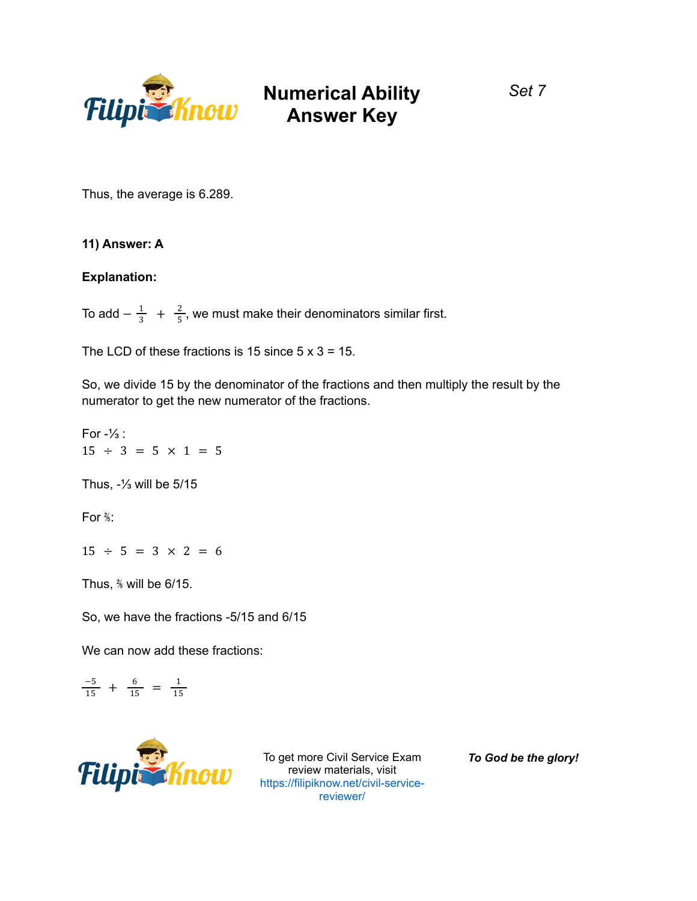Thus, the average is 6.289.

**11) Answer: A**

**Explanation:**

To add $-\frac{1}{3} + \frac{2}{5}$, we must make their denominators similar first.

The LCD of these fractions is 15 since 5 x 3 = 15.

So, we divide 15 by the denominator of the fractions and then multiply the result by the numerator to get the new numerator of the fractions.

For -⅓ :

$15 \div 3 = 5 \times 1 = 5$

Thus, -⅓ will be 5/15

For ⅖:

$15 \div 5 = 3 \times 2 = 6$

Thus, ⅖ will be 6/15.

So, we have the fractions -5/15 and 6/15

We can now add these fractions:

$\frac{-5}{15} + \frac{6}{15} = \frac{1}{15}$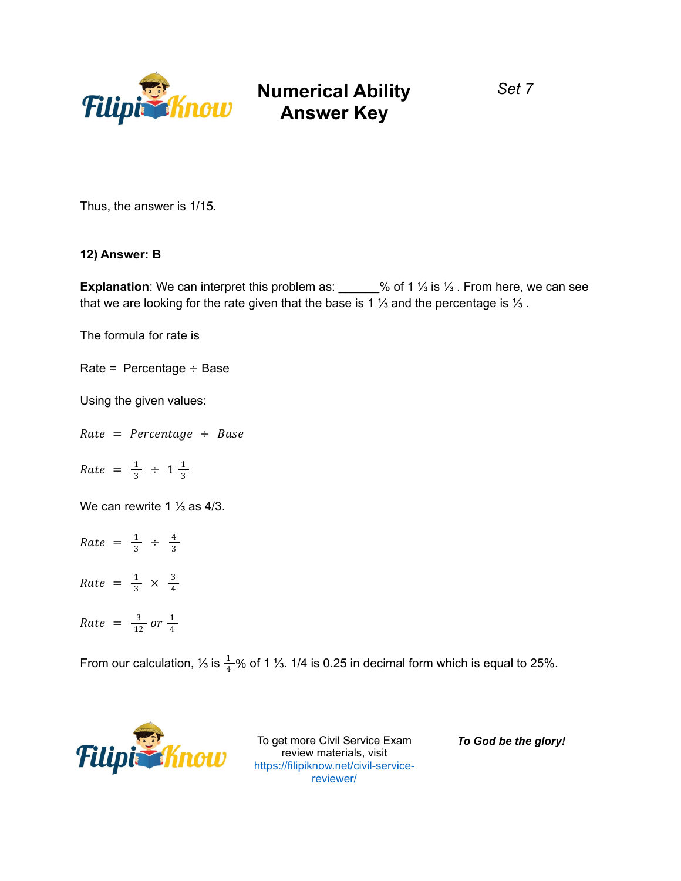Thus, the answer is 1/15.

**12) Answer: B**

**Explanation**: We can interpret this problem as: ______% of 1 ⅓ is ⅓ . From here, we can see that we are looking for the rate given that the base is 1 ⅓ and the percentage is ⅓ .

The formula for rate is

Rate = Percentage ÷ Base

Using the given values:

$$Rate = Percentage \div Base$$

$$Rate = \frac{1}{3} \div 1\frac{1}{3}$$

We can rewrite 1 ⅓ as 4/3.

$$Rate = \frac{1}{3} \div \frac{4}{3}$$

$$Rate = \frac{1}{3} \times \frac{3}{4}$$

$$Rate = \frac{3}{12} \; or \; \frac{1}{4}$$

From our calculation, ⅓ is $\frac{1}{4}$% of 1 ⅓. 1/4 is 0.25 in decimal form which is equal to 25%.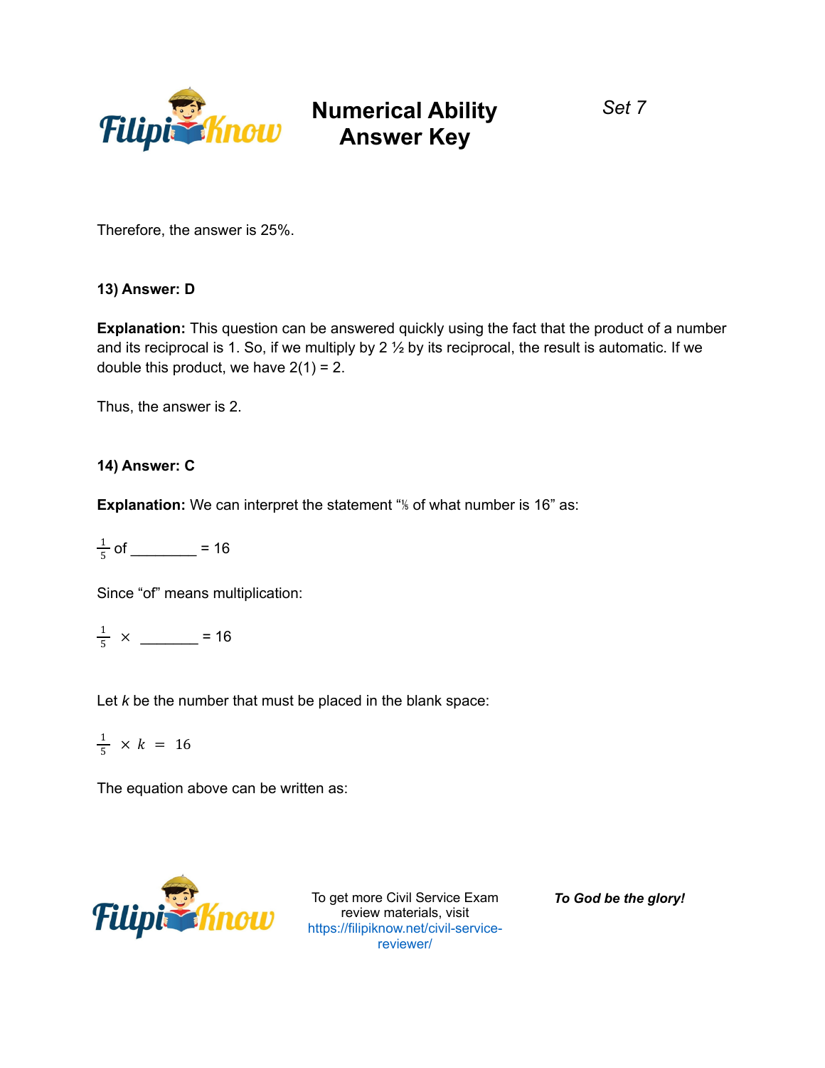Therefore, the answer is 25%.

**13) Answer: D**

**Explanation:** This question can be answered quickly using the fact that the product of a number and its reciprocal is 1. So, if we multiply by 2 ½ by its reciprocal, the result is automatic. If we double this product, we have 2(1) = 2.

Thus, the answer is 2.

**14) Answer: C**

**Explanation:** We can interpret the statement "⅕ of what number is 16" as:

$\frac{1}{5}$ of ________ = 16

Since "of" means multiplication:

$\frac{1}{5}$ × _______ = 16

Let *k* be the number that must be placed in the blank space:

$$\frac{1}{5} \times k = 16$$

The equation above can be written as: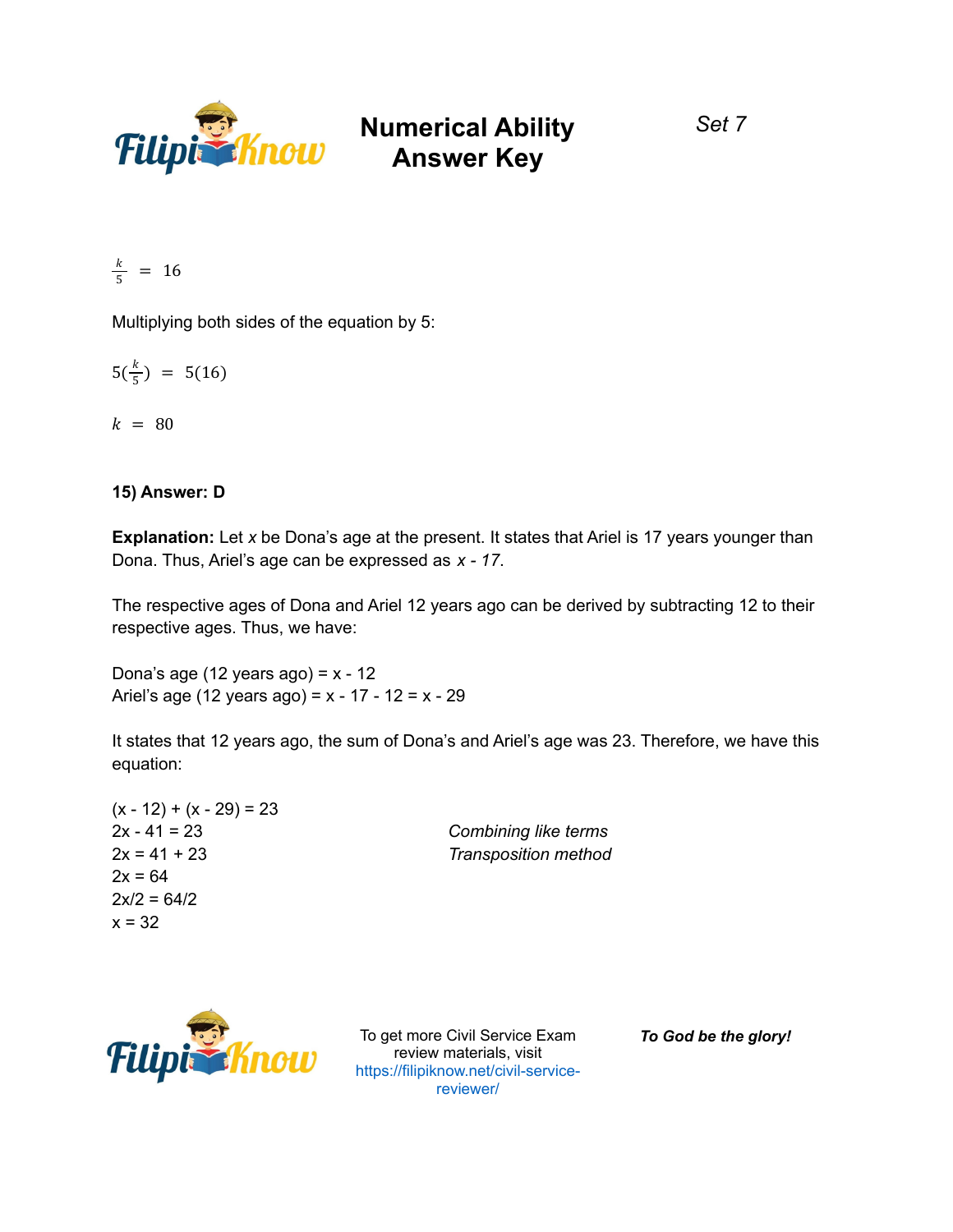$$\frac{k}{5} = 16$$

Multiplying both sides of the equation by 5:

$$5(\frac{k}{5}) = 5(16)$$

$$k = 80$$

**15) Answer: D**

**Explanation:** Let *x* be Dona's age at the present. It states that Ariel is 17 years younger than Dona. Thus, Ariel's age can be expressed as *x - 17*.

The respective ages of Dona and Ariel 12 years ago can be derived by subtracting 12 to their respective ages. Thus, we have:

Dona's age (12 years ago) = x - 12
Ariel's age (12 years ago) = x - 17 - 12 = x - 29

It states that 12 years ago, the sum of Dona's and Ariel's age was 23. Therefore, we have this equation:

(x - 12) + (x - 29) = 23
2x - 41 = 23 *Combining like terms*
2x = 41 + 23 *Transposition method*
2x = 64
2x/2 = 64/2
x = 32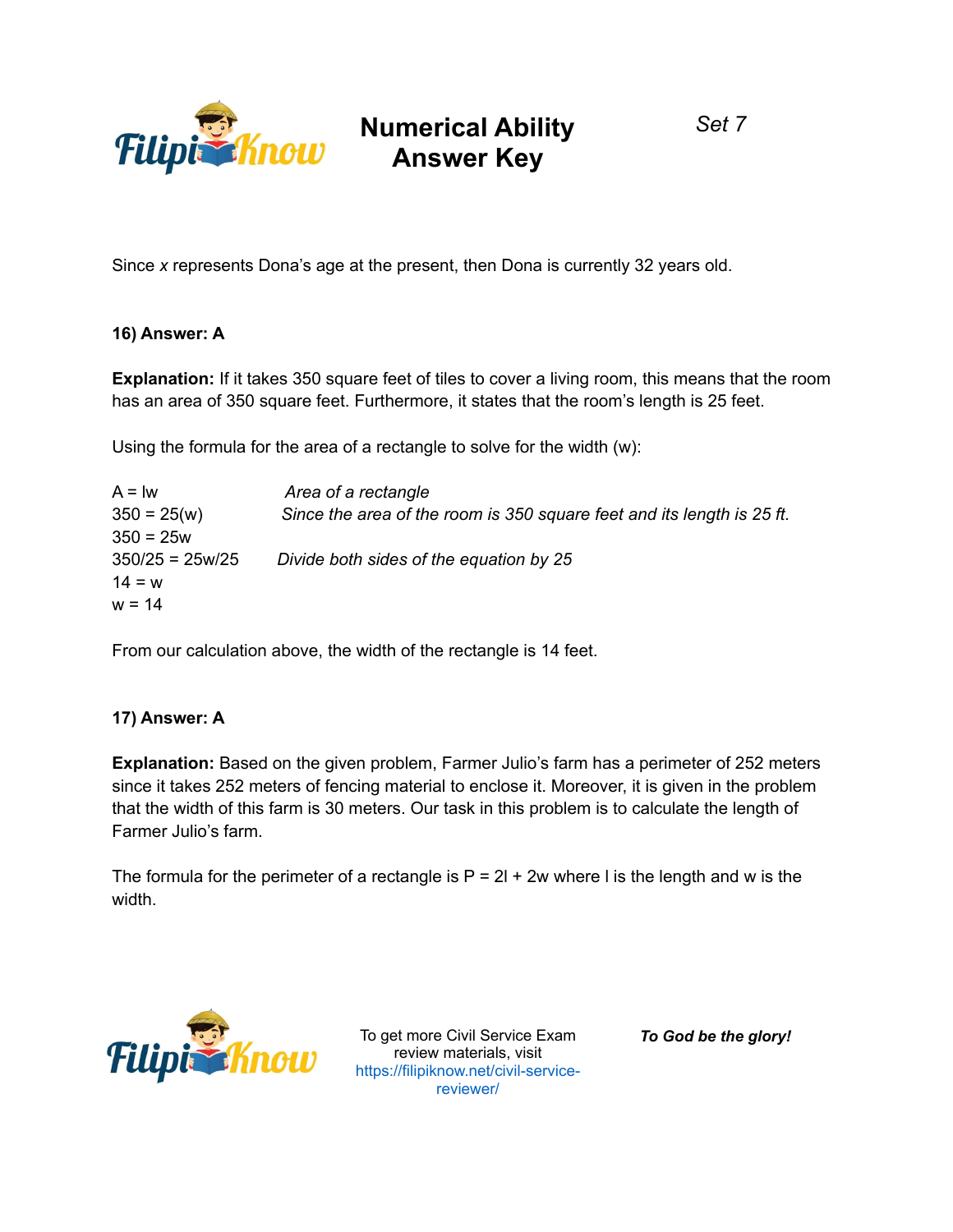Since $x$ represents Dona's age at the present, then Dona is currently 32 years old.

**16) Answer: A**

**Explanation:** If it takes 350 square feet of tiles to cover a living room, this means that the room has an area of 350 square feet. Furthermore, it states that the room's length is 25 feet.

Using the formula for the area of a rectangle to solve for the width (w):

| | |
|---|---|
| $A = lw$ | *Area of a rectangle* |
| $350 = 25(w)$ | *Since the area of the room is 350 square feet and its length is 25 ft.* |
| $350 = 25w$ | |
| $350/25 = 25w/25$ | *Divide both sides of the equation by 25* |
| $14 = w$ | |
| $w = 14$ | |

From our calculation above, the width of the rectangle is 14 feet.

**17) Answer: A**

**Explanation:** Based on the given problem, Farmer Julio's farm has a perimeter of 252 meters since it takes 252 meters of fencing material to enclose it. Moreover, it is given in the problem that the width of this farm is 30 meters. Our task in this problem is to calculate the length of Farmer Julio's farm.

The formula for the perimeter of a rectangle is $P = 2l + 2w$ where l is the length and w is the width.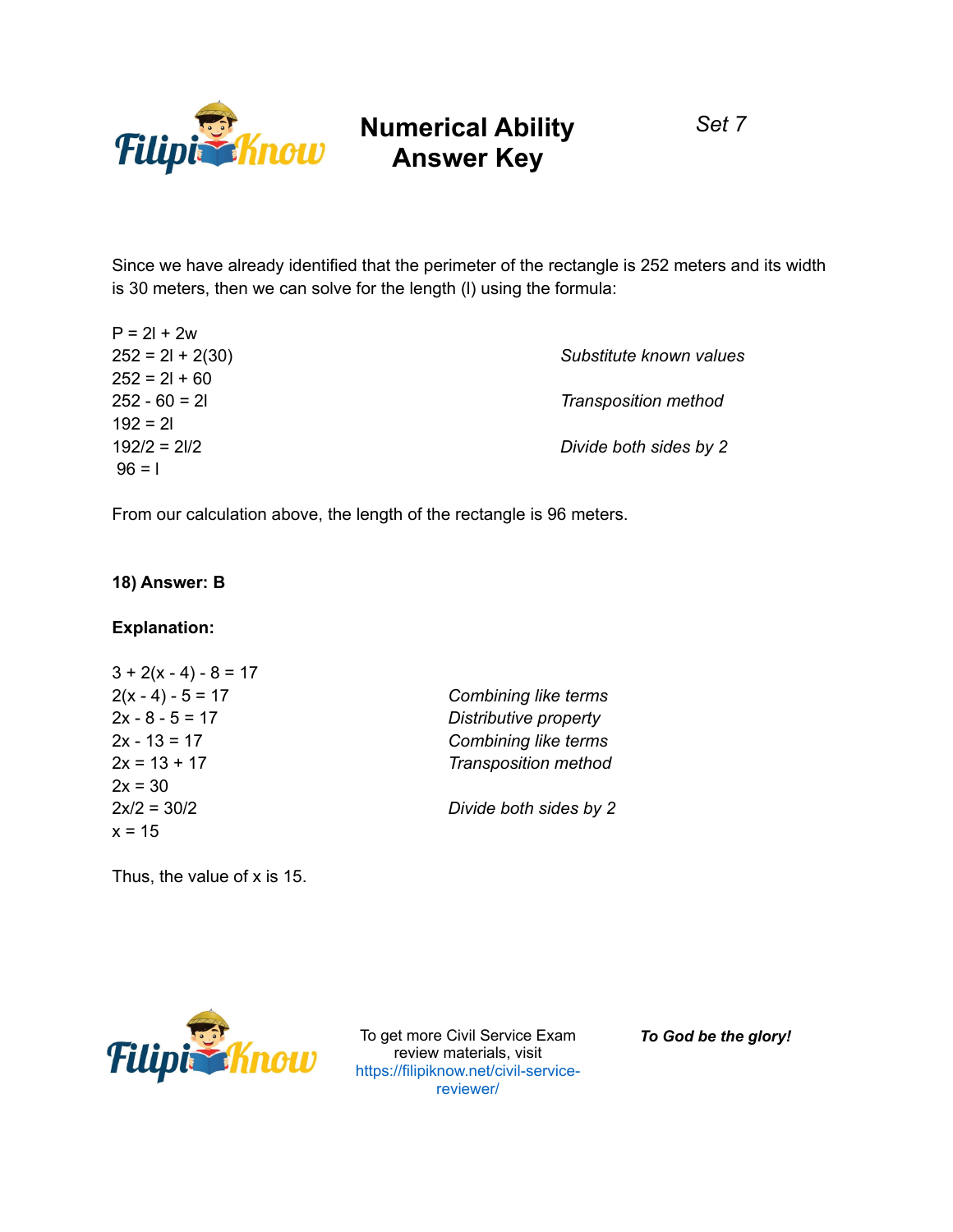Since we have already identified that the perimeter of the rectangle is 252 meters and its width is 30 meters, then we can solve for the length (l) using the formula:

| | |
|---|---|
| $P = 2l + 2w$ | |
| $252 = 2l + 2(30)$ | *Substitute known values* |
| $252 = 2l + 60$ | |
| $252 - 60 = 2l$ | *Transposition method* |
| $192 = 2l$ | |
| $192/2 = 2l/2$ | *Divide both sides by 2* |
| $96 = l$ | |

From our calculation above, the length of the rectangle is 96 meters.

**18) Answer: B**

**Explanation:**

| | |
|---|---|
| $3 + 2(x - 4) - 8 = 17$ | |
| $2(x - 4) - 5 = 17$ | *Combining like terms* |
| $2x - 8 - 5 = 17$ | *Distributive property* |
| $2x - 13 = 17$ | *Combining like terms* |
| $2x = 13 + 17$ | *Transposition method* |
| $2x = 30$ | |
| $2x/2 = 30/2$ | *Divide both sides by 2* |
| $x = 15$ | |

Thus, the value of x is 15.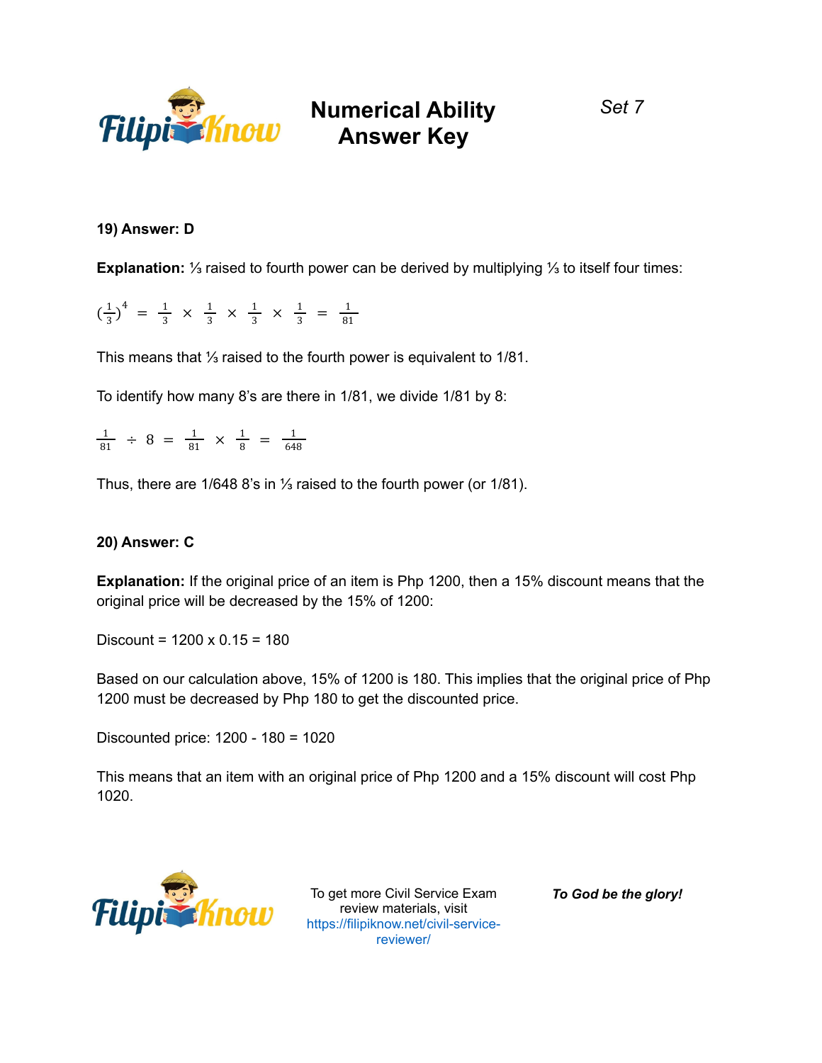**19) Answer: D**

**Explanation:** ⅓ raised to fourth power can be derived by multiplying ⅓ to itself four times:

$$\left(\frac{1}{3}\right)^4 = \frac{1}{3} \times \frac{1}{3} \times \frac{1}{3} \times \frac{1}{3} = \frac{1}{81}$$

This means that ⅓ raised to the fourth power is equivalent to 1/81.

To identify how many 8's are there in 1/81, we divide 1/81 by 8:

$$\frac{1}{81} \div 8 = \frac{1}{81} \times \frac{1}{8} = \frac{1}{648}$$

Thus, there are 1/648 8's in ⅓ raised to the fourth power (or 1/81).

**20) Answer: C**

**Explanation:** If the original price of an item is Php 1200, then a 15% discount means that the original price will be decreased by the 15% of 1200:

Discount = 1200 x 0.15 = 180

Based on our calculation above, 15% of 1200 is 180. This implies that the original price of Php 1200 must be decreased by Php 180 to get the discounted price.

Discounted price: 1200 - 180 = 1020

This means that an item with an original price of Php 1200 and a 15% discount will cost Php 1020.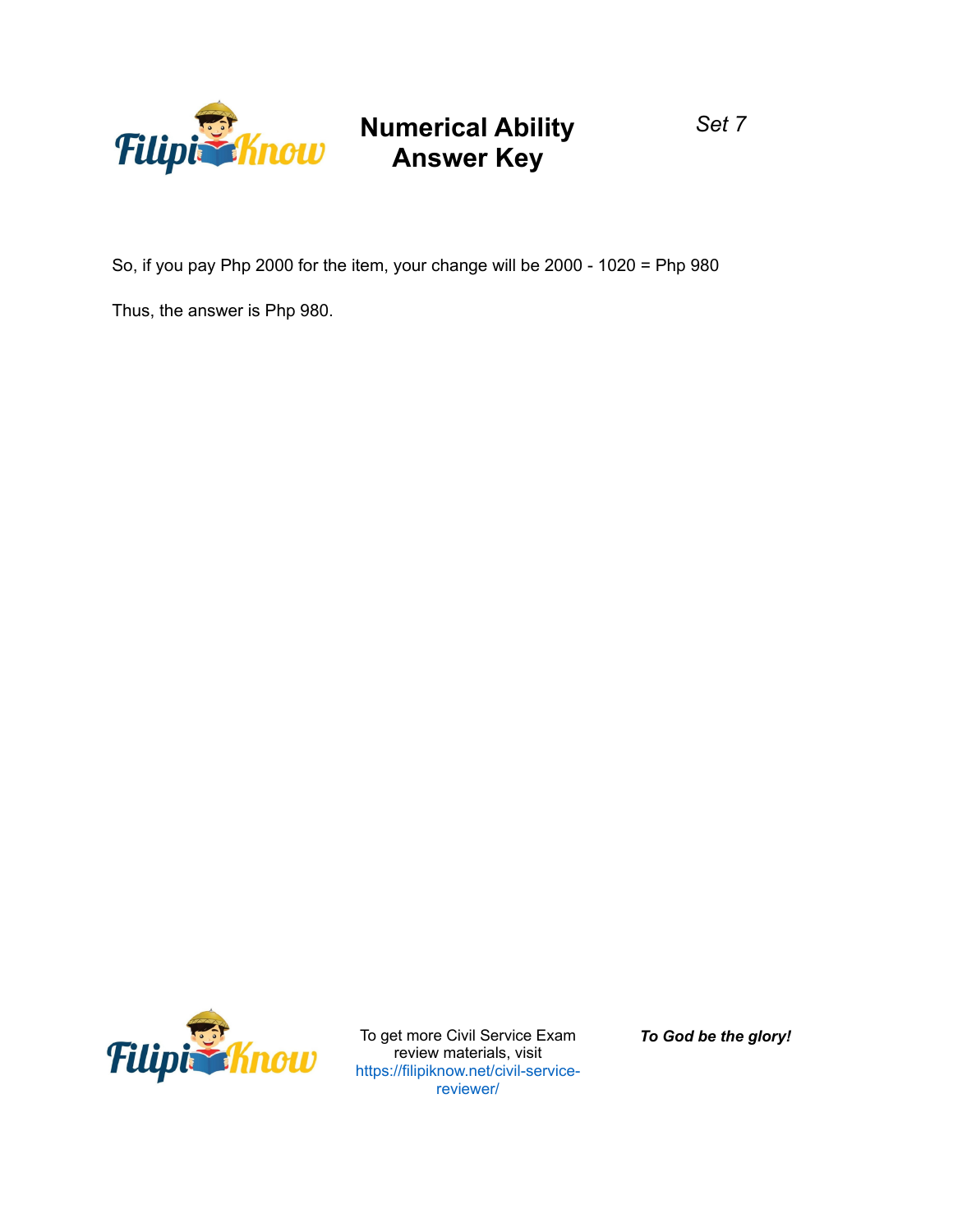So, if you pay Php 2000 for the item, your change will be 2000 - 1020 = Php 980

Thus, the answer is Php 980.